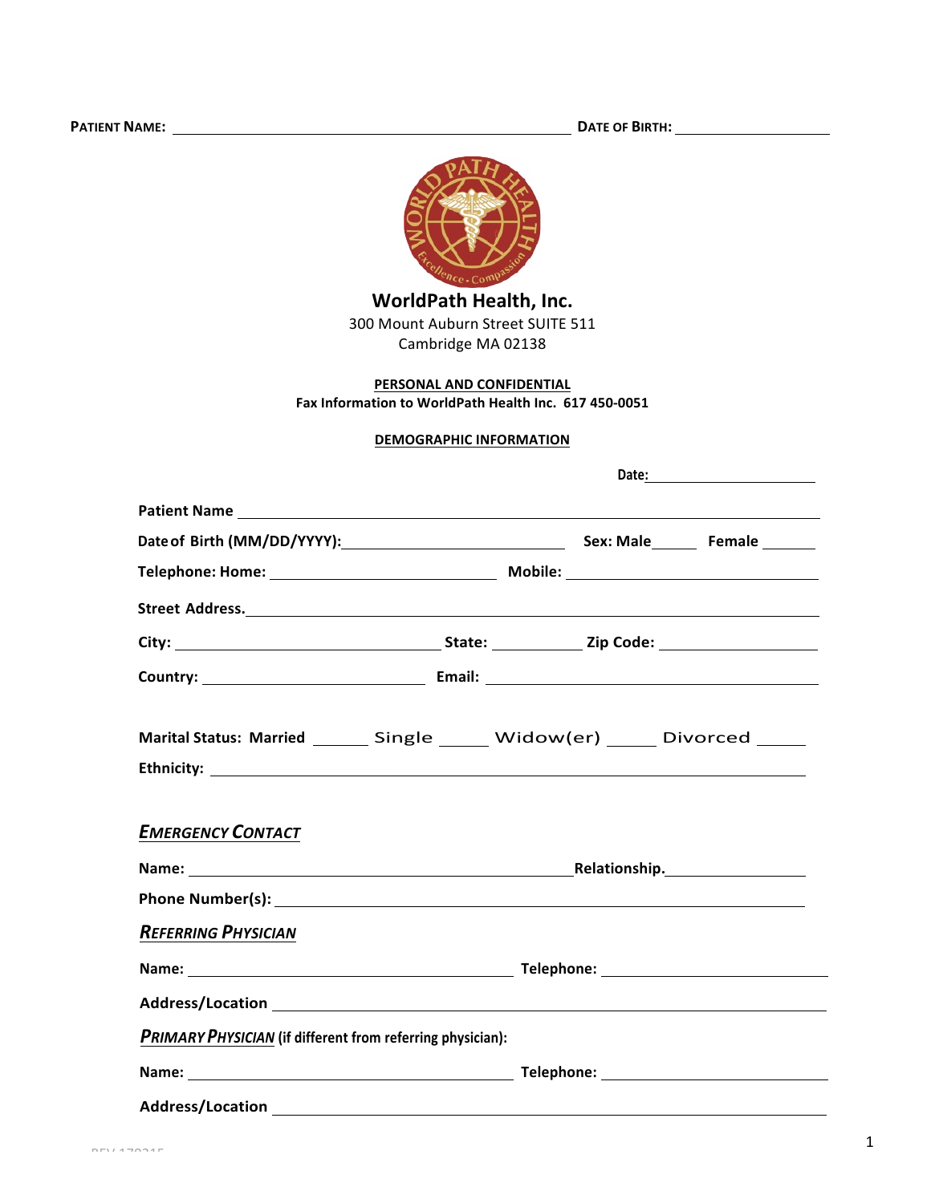**PATIENT NAME:** ______________________________ **DATE OF BIRTH:** ______________

# WorldPath Health, Inc.

300 Mount Auburn Street SUITE 511
Cambridge MA 02138

**PERSONAL AND CONFIDENTIAL**

**Fax Information to WorldPath Health Inc. 617 450-0051**

## DEMOGRAPHIC INFORMATION

**Date:** ______________

**Patient Name** ______________________________

**Date of Birth (MM/DD/YYYY):** ______________ **Sex: Male** ______ **Female** ______

**Telephone: Home:** ______________ **Mobile:** ______________

**Street Address.** ______________________________

**City:** ______________ **State:** ______ **Zip Code:** ______________

**Country:** ______________ **Email:** ______________

**Marital Status: Married** ______ **Single** ______ **Widow(er)** ______ **Divorced** ______

**Ethnicity:** ______________________________

### *EMERGENCY CONTACT*

**Name:** ______________________________ **Relationship.** ______________

**Phone Number(s):** ______________________________

### *REFERRING PHYSICIAN*

**Name:** ______________________________ **Telephone:** ______________

**Address/Location** ______________________________

### *PRIMARY PHYSICIAN* (if different from referring physician):

**Name:** ______________________________ **Telephone:** ______________

**Address/Location** ______________________________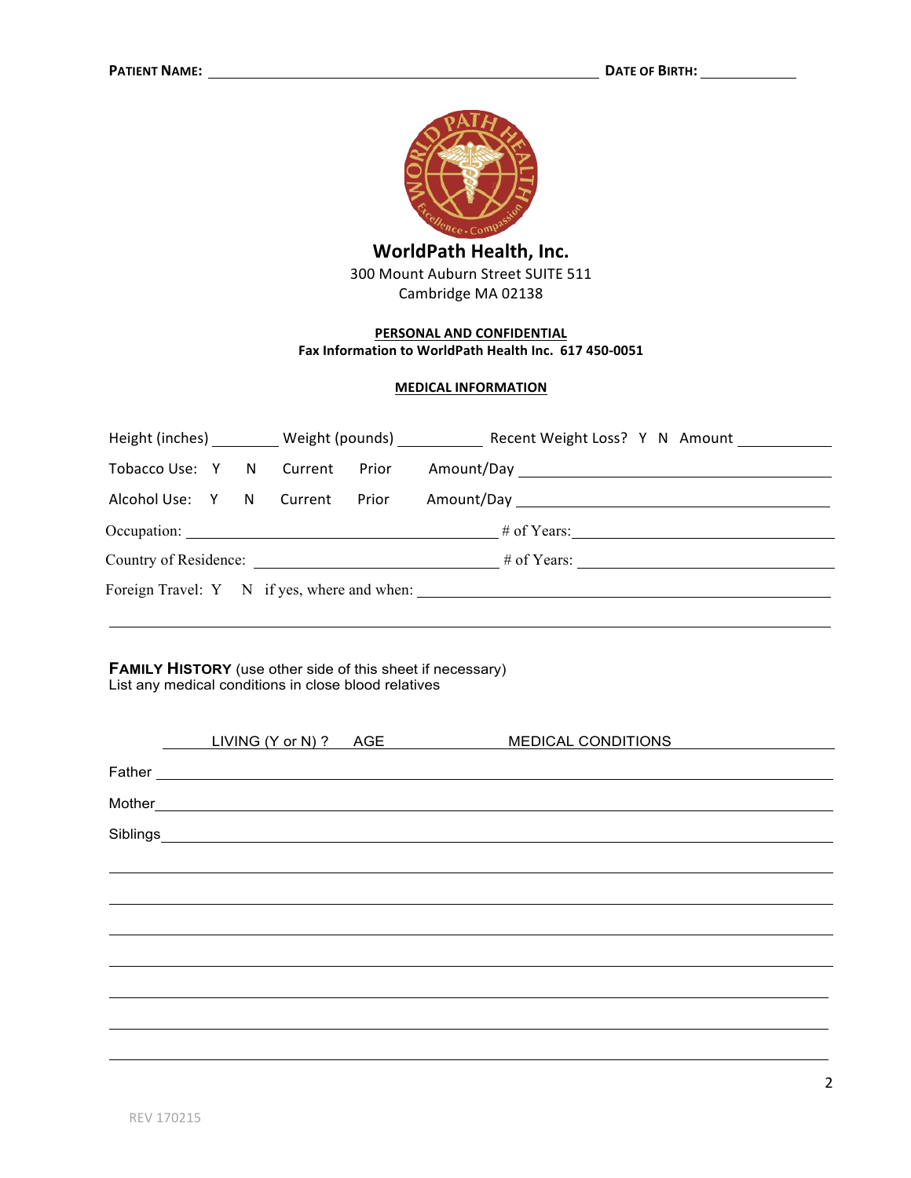**PATIENT NAME:** ______________________________ **DATE OF BIRTH:** ____________

## WorldPath Health, Inc.

300 Mount Auburn Street SUITE 511
Cambridge MA 02138

**PERSONAL AND CONFIDENTIAL**

**Fax Information to WorldPath Health Inc. 617 450-0051**

**MEDICAL INFORMATION**

Height (inches) ________ Weight (pounds) __________ Recent Weight Loss? Y N Amount __________

Tobacco Use: Y N Current Prior Amount/Day ______________________________

Alcohol Use: Y N Current Prior Amount/Day ______________________________

Occupation: ______________________________ # of Years: ______________________________

Country of Residence: ______________________________ # of Years: ______________________________

Foreign Travel: Y N if yes, where and when: ______________________________

______________________________________________________________________

**FAMILY HISTORY** (use other side of this sheet if necessary)
List any medical conditions in close blood relatives

| | LIVING (Y or N) ? | AGE | MEDICAL CONDITIONS |
|---|---|---|---|
| Father | | | |
| Mother | | | |
| Siblings | | | |
| | | | |
| | | | |
| | | | |
| | | | |
| | | | |
| | | | |
| | | | |

REV 170215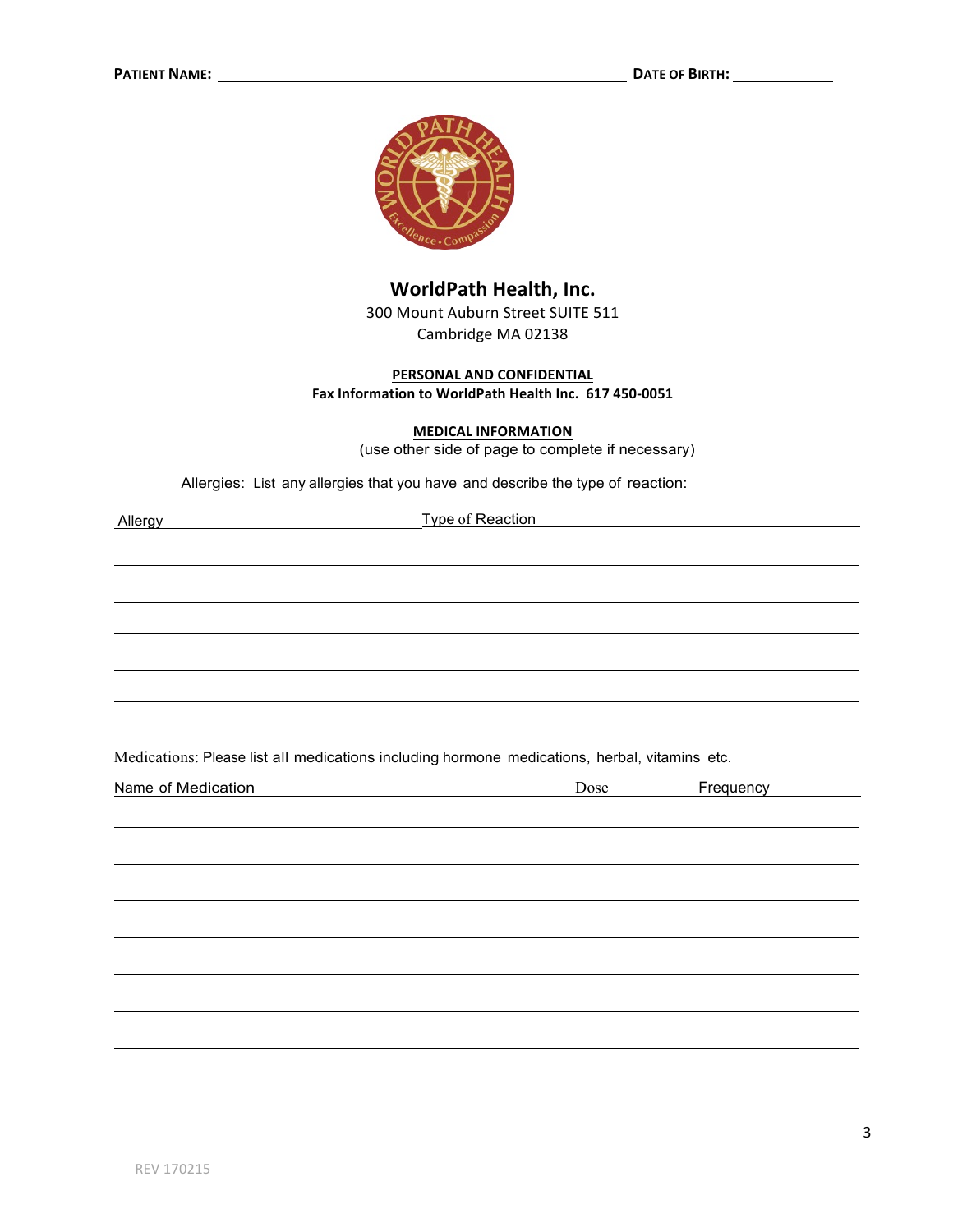**PATIENT NAME:** ______________________________ **DATE OF BIRTH:** ____________

## WorldPath Health, Inc.

300 Mount Auburn Street SUITE 511
Cambridge MA 02138

**PERSONAL AND CONFIDENTIAL**

**Fax Information to WorldPath Health Inc. 617 450-0051**

**MEDICAL INFORMATION**

(use other side of page to complete if necessary)

Allergies: List any allergies that you have and describe the type of reaction:

| Allergy | Type of Reaction |
|---|---|
| | |
| | |
| | |
| | |
| | |

Medications: Please list all medications including hormone medications, herbal, vitamins etc.

| Name of Medication | Dose | Frequency |
|---|---|---|
| | | |
| | | |
| | | |
| | | |
| | | |
| | | |
| | | |

REV 170215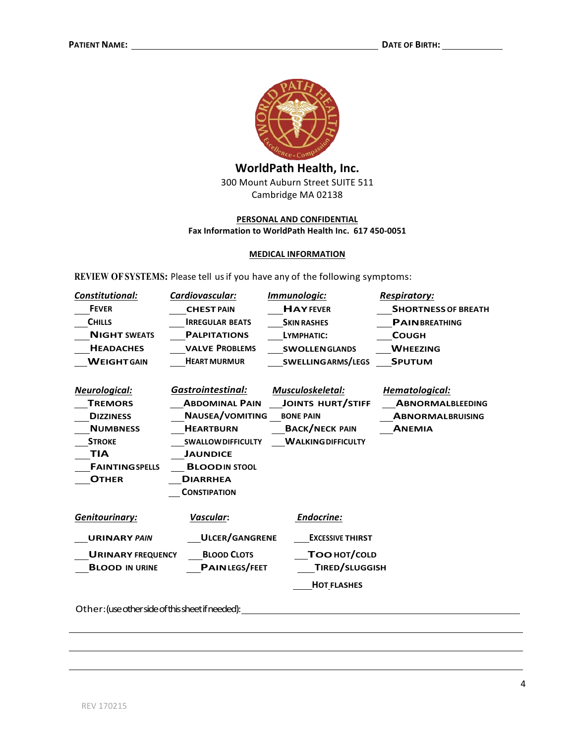**PATIENT NAME:** ______________________________ **DATE OF BIRTH:** ____________

**WorldPath Health, Inc.**
300 Mount Auburn Street SUITE 511
Cambridge MA 02138

**PERSONAL AND CONFIDENTIAL**
**Fax Information to WorldPath Health Inc. 617 450-0051**

**MEDICAL INFORMATION**

**REVIEW OF SYSTEMS:** Please tell us if you have any of the following symptoms:

| ***Constitutional:*** | ***Cardiovascular:*** | ***Immunologic:*** | ***Respiratory:*** |
|---|---|---|---|
| ___ Fever | ___ Chest pain | ___ Hay fever | ___ Shortness of breath |
| ___ Chills | ___ Irregular beats | ___ Skin rashes | ___ Pain breathing |
| ___ Night sweats | ___ Palpitations | ___ Lymphatic: | ___ Cough |
| ___ Headaches | ___ Valve problems | ___ Swollen glands | ___ Wheezing |
| ___ Weight gain | ___ Heart murmur | ___ Swelling arms/legs | ___ Sputum |

| ***Neurological:*** | ***Gastrointestinal:*** | ***Musculoskeletal:*** | ***Hematological:*** |
|---|---|---|---|
| ___ Tremors | ___ Abdominal pain | ___ Joints hurt/stiff | ___ Abnormal bleeding |
| ___ Dizziness | ___ Nausea/vomiting | ___ Bone pain | ___ Abnormal bruising |
| ___ Numbness | ___ Heartburn | ___ Back/neck pain | ___ Anemia |
| ___ Stroke | ___ Swallow difficulty | ___ Walking difficulty | |
| ___ TIA | ___ Jaundice | | |
| ___ Fainting spells | ___ Blood in stool | | |
| ___ Other | ___ Diarrhea | | |
| | ___ Constipation | | |

| ***Genitourinary:*** | ***Vascular:*** | ***Endocrine:*** |
|---|---|---|
| ___ Urinary pain | ___ Ulcer/gangrene | ___ Excessive thirst |
| ___ Urinary frequency | ___ Blood clots | ___ Too hot/cold |
| ___ Blood in urine | ___ Pain legs/feet | ___ Tired/sluggish |
| | | ___ Hot flashes |

Other: (use other side of this sheet if needed): ____________________________________________

______________________________________________________________________________

______________________________________________________________________________

______________________________________________________________________________

REV 170215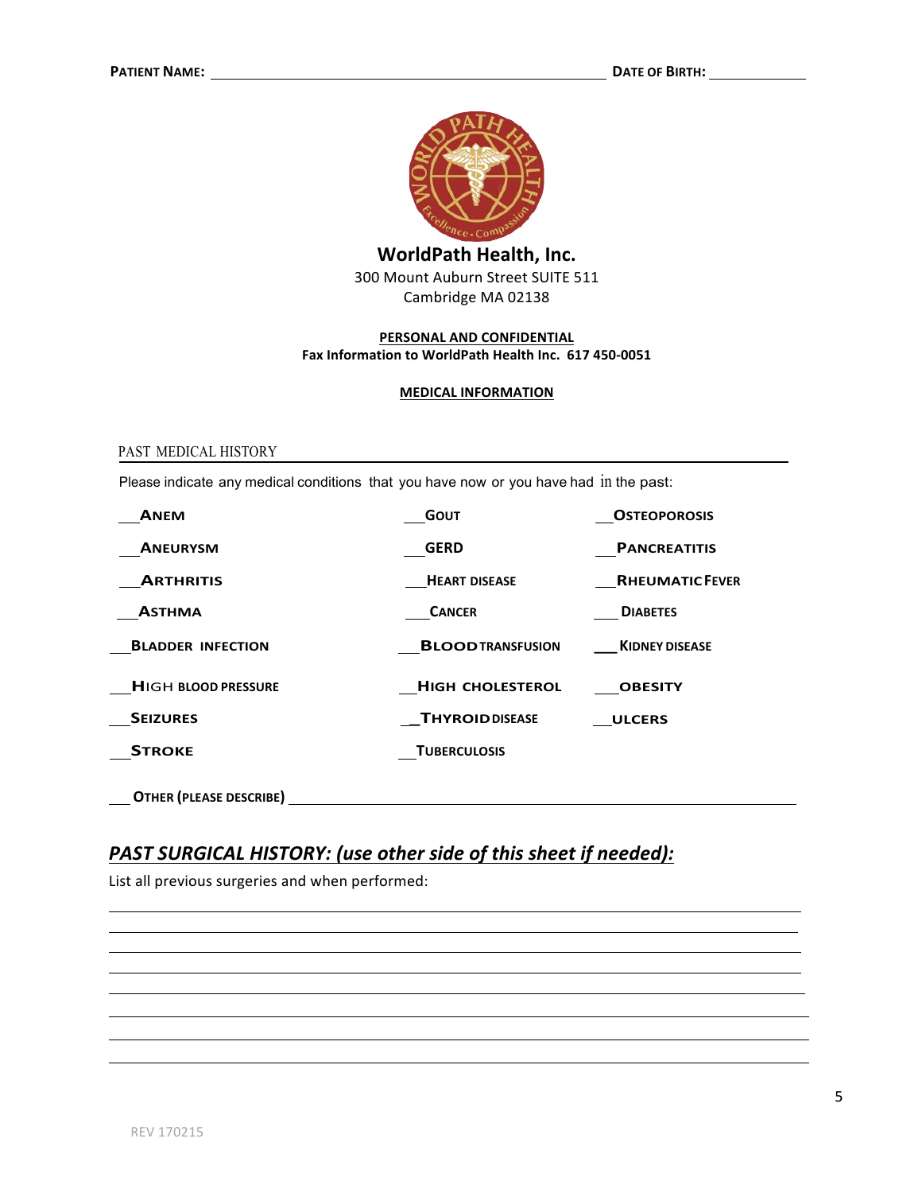PATIENT NAME: ________________________________________ DATE OF BIRTH: ____________

**WorldPath Health, Inc.**
300 Mount Auburn Street SUITE 511
Cambridge MA 02138

**PERSONAL AND CONFIDENTIAL**
**Fax Information to WorldPath Health Inc. 617 450-0051**

**MEDICAL INFORMATION**

## PAST MEDICAL HISTORY

Please indicate any medical conditions that you have now or you have had in the past:

| | | |
|---|---|---|
| ___ANEM | ___GOUT | ___OSTEOPOROSIS |
| ___ANEURYSM | ___GERD | ___PANCREATITIS |
| ___ARTHRITIS | ___HEART DISEASE | ___RHEUMATIC FEVER |
| ___ASTHMA | ___CANCER | ___DIABETES |
| ___BLADDER INFECTION | ___BLOOD TRANSFUSION | ___KIDNEY DISEASE |
| ___HIGH BLOOD PRESSURE | ___HIGH CHOLESTEROL | ___OBESITY |
| ___SEIZURES | ___THYROID DISEASE | ___ULCERS |
| ___STROKE | ___TUBERCULOSIS | |

___ OTHER (PLEASE DESCRIBE) ______________________________________________

## *PAST SURGICAL HISTORY: (use other side of this sheet if needed):*

List all previous surgeries and when performed:

______________________________________________________________________

______________________________________________________________________

______________________________________________________________________

______________________________________________________________________

______________________________________________________________________

______________________________________________________________________

______________________________________________________________________

______________________________________________________________________

REV 170215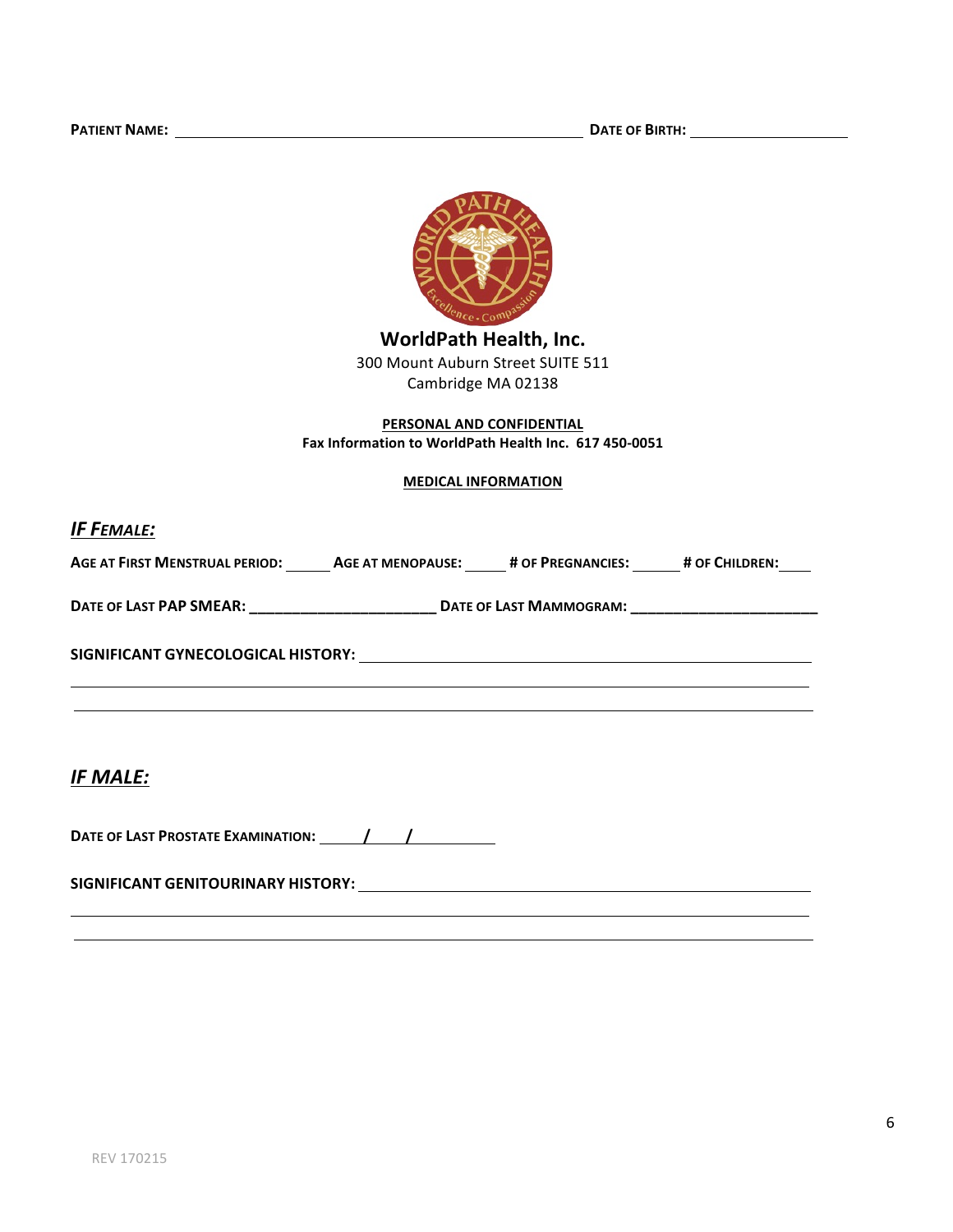**PATIENT NAME:** ______________________________ **DATE OF BIRTH:** ______________

**WorldPath Health, Inc.**
300 Mount Auburn Street SUITE 511
Cambridge MA 02138

**PERSONAL AND CONFIDENTIAL**
**Fax Information to WorldPath Health Inc. 617 450-0051**

**MEDICAL INFORMATION**

## *IF FEMALE:*

**AGE AT FIRST MENSTRUAL PERIOD:** ______ **AGE AT MENOPAUSE:** ______ **# OF PREGNANCIES:** ______ **# OF CHILDREN:** ______

**DATE OF LAST PAP SMEAR:** ______________________ **DATE OF LAST MAMMOGRAM:** ______________________

**SIGNIFICANT GYNECOLOGICAL HISTORY:** ____________________________________________

____________________________________________________________________________

____________________________________________________________________________

## *IF MALE:*

**DATE OF LAST PROSTATE EXAMINATION:** _____/_____/__________

**SIGNIFICANT GENITOURINARY HISTORY:** ____________________________________________

____________________________________________________________________________

____________________________________________________________________________

REV 170215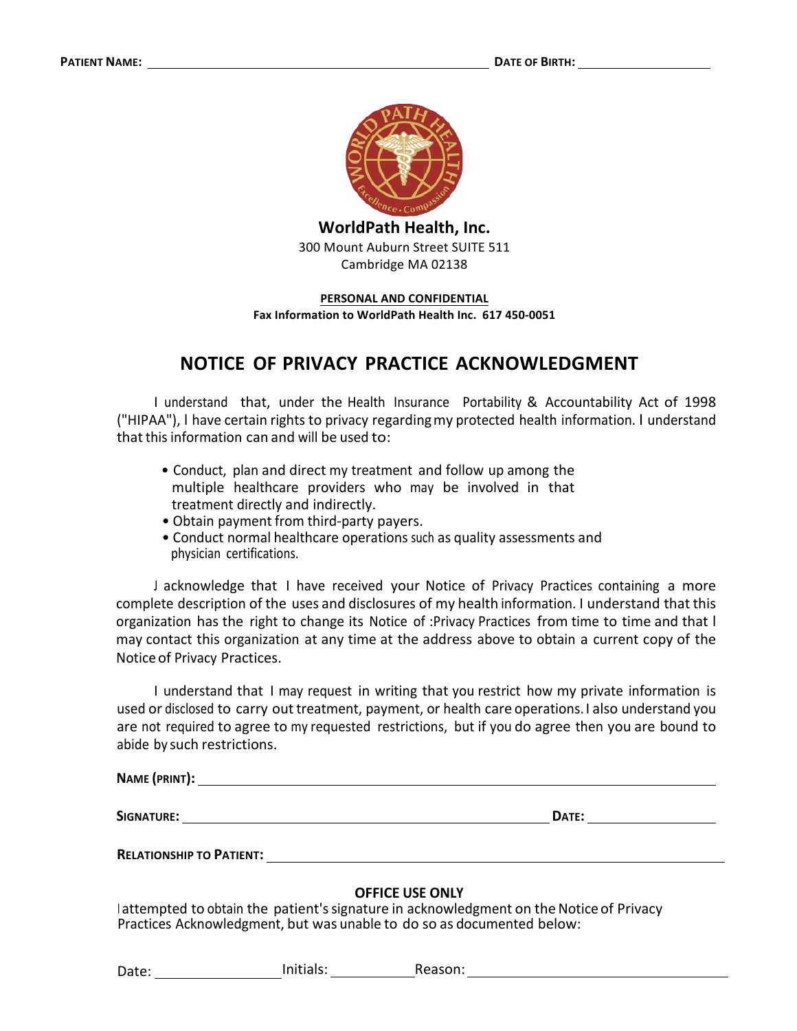**PATIENT NAME:** \_\_\_\_\_\_\_\_\_\_\_\_\_\_\_\_\_\_\_\_\_\_\_\_\_\_\_\_\_\_\_\_\_\_\_\_\_\_ **DATE OF BIRTH:** \_\_\_\_\_\_\_\_\_\_\_\_\_\_\_\_

**WorldPath Health, Inc.**
300 Mount Auburn Street SUITE 511
Cambridge MA 02138

**PERSONAL AND CONFIDENTIAL**
**Fax Information to WorldPath Health Inc. 617 450-0051**

# NOTICE OF PRIVACY PRACTICE ACKNOWLEDGMENT

I understand that, under the Health Insurance Portability & Accountability Act of 1998 ("HIPAA"), I have certain rights to privacy regarding my protected health information. I understand that this information can and will be used to:

- Conduct, plan and direct my treatment and follow up among the multiple healthcare providers who may be involved in that treatment directly and indirectly.
- Obtain payment from third-party payers.
- Conduct normal healthcare operations such as quality assessments and physician certifications.

J acknowledge that I have received your Notice of Privacy Practices containing a more complete description of the uses and disclosures of my health information. I understand that this organization has the right to change its Notice of :Privacy Practices from time to time and that I may contact this organization at any time at the address above to obtain a current copy of the Notice of Privacy Practices.

I understand that I may request in writing that you restrict how my private information is used or disclosed to carry out treatment, payment, or health care operations. I also understand you are not required to agree to my requested restrictions, but if you do agree then you are bound to abide by such restrictions.

**NAME (PRINT):** \_\_\_\_\_\_\_\_\_\_\_\_\_\_\_\_\_\_\_\_\_\_\_\_\_\_\_\_\_\_\_\_\_\_\_\_\_\_\_\_\_\_\_\_\_\_\_\_\_\_\_\_

**SIGNATURE:** \_\_\_\_\_\_\_\_\_\_\_\_\_\_\_\_\_\_\_\_\_\_\_\_\_\_\_\_\_\_\_\_\_\_\_\_\_\_ **DATE:** \_\_\_\_\_\_\_\_\_\_\_\_\_\_

**RELATIONSHIP TO PATIENT:** \_\_\_\_\_\_\_\_\_\_\_\_\_\_\_\_\_\_\_\_\_\_\_\_\_\_\_\_\_\_\_\_\_\_\_\_\_\_\_\_\_\_\_\_

**OFFICE USE ONLY**

I attempted to obtain the patient's signature in acknowledgment on the Notice of Privacy Practices Acknowledgment, but was unable to do so as documented below:

Date: \_\_\_\_\_\_\_\_\_\_\_\_\_\_ Initials: \_\_\_\_\_\_\_\_\_ Reason: \_\_\_\_\_\_\_\_\_\_\_\_\_\_\_\_\_\_\_\_\_\_\_\_\_\_\_\_\_\_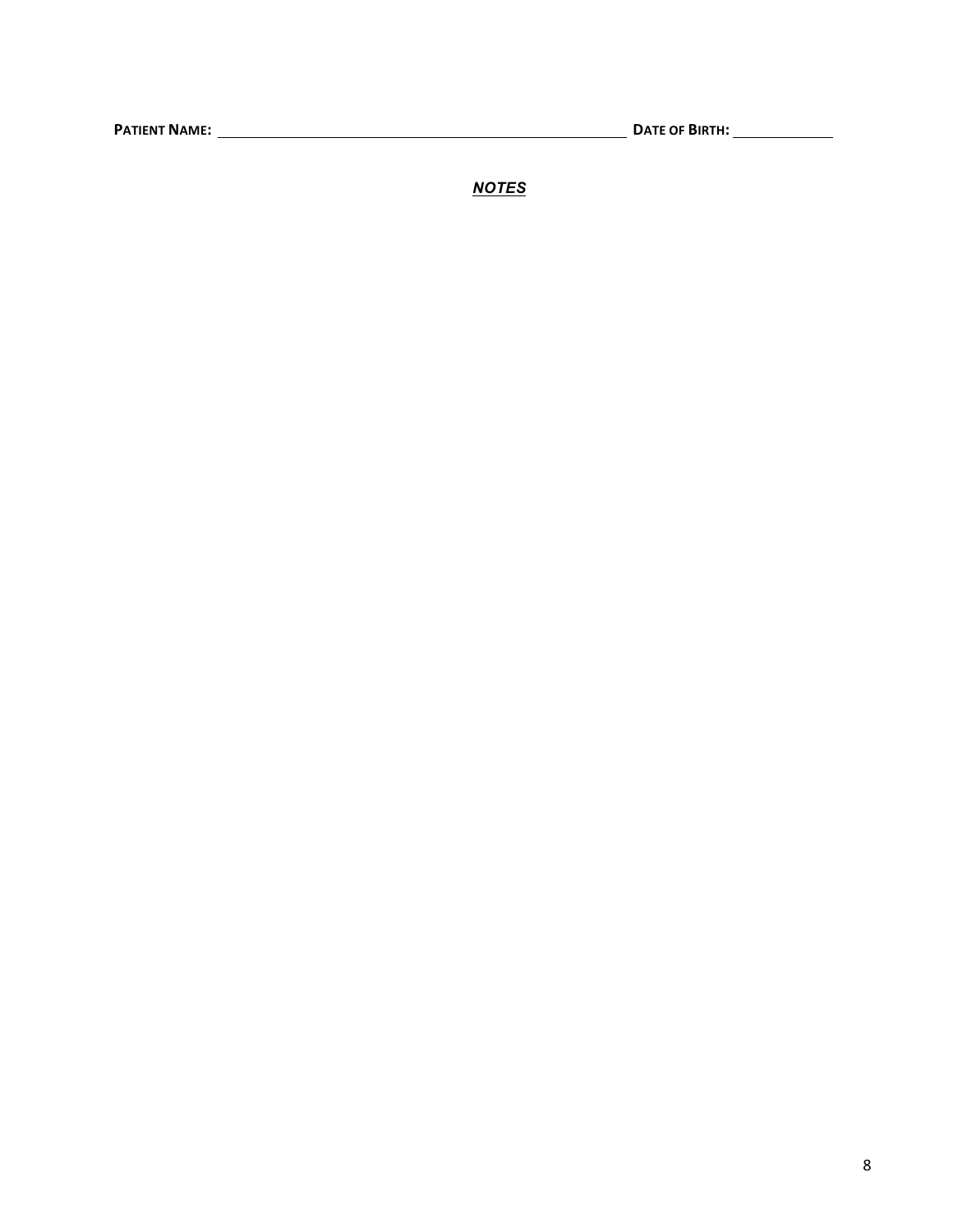**PATIENT NAME:** \_\_\_\_\_\_\_\_\_\_\_\_\_\_\_\_\_\_\_\_\_\_\_\_\_\_\_\_\_\_\_\_\_\_\_\_\_\_\_\_\_\_\_\_ **DATE OF BIRTH:** \_\_\_\_\_\_\_\_\_\_\_\_

***NOTES***